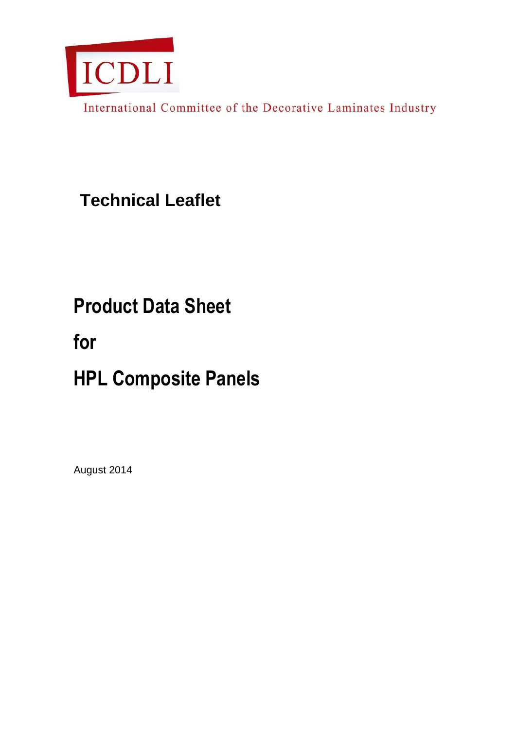ICDLI

International Committee of the Decorative Laminates Industry

## Technical Leaflet

# Product Data Sheet

# for

# HPL Composite Panels

August 2014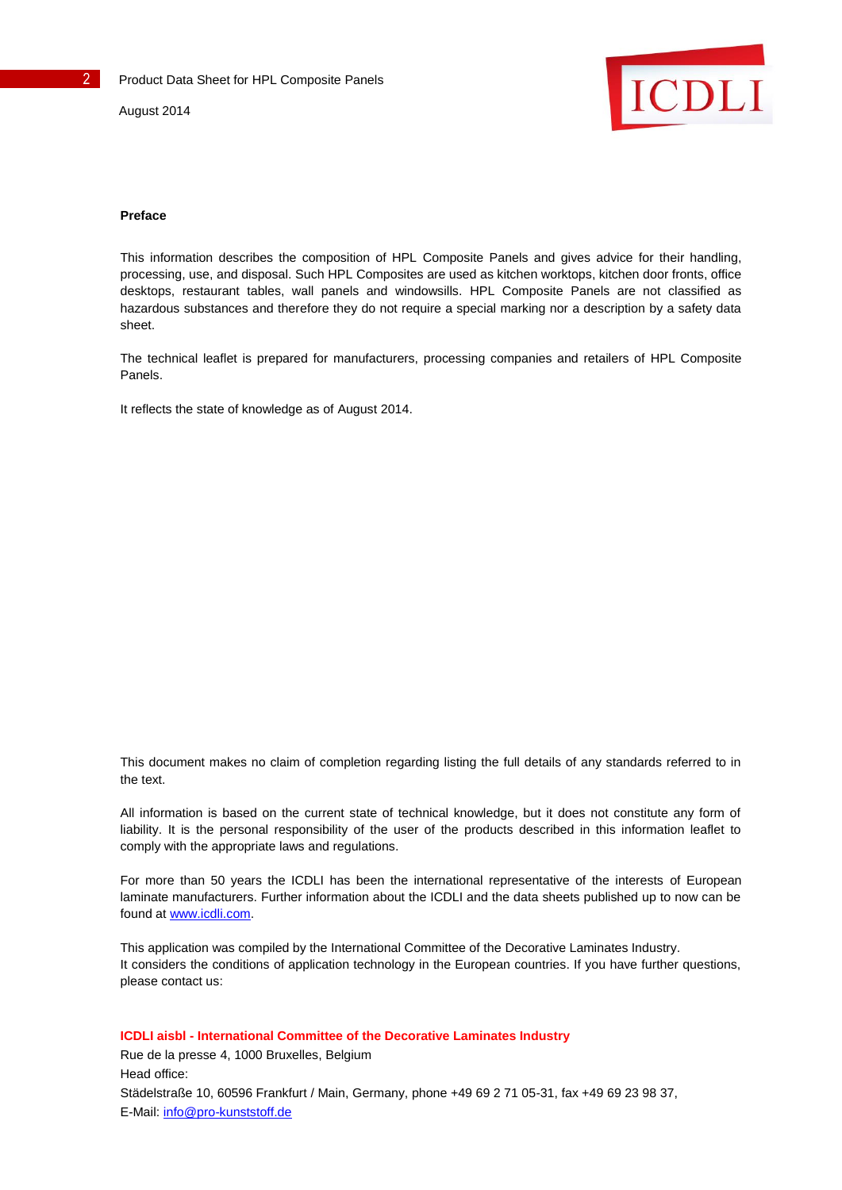### Preface

This information describes the composition of HPL Composite Panels and gives advice for their handling, processing, use, and disposal. Such HPL Composites are used as kitchen worktops, kitchen door fronts, office desktops, restaurant tables, wall panels and windowsills. HPL Composite Panels are not classified as hazardous substances and therefore they do not require a special marking nor a description by a safety data sheet.

The technical leaflet is prepared for manufacturers, processing companies and retailers of HPL Composite Panels.

It reflects the state of knowledge as of August 2014.

This document makes no claim of completion regarding listing the full details of any standards referred to in the text.

All information is based on the current state of technical knowledge, but it does not constitute any form of liability. It is the personal responsibility of the user of the products described in this information leaflet to comply with the appropriate laws and regulations.

For more than 50 years the ICDLI has been the international representative of the interests of European laminate manufacturers. Further information about the ICDLI and the data sheets published up to now can be found at www.icdli.com.

This application was compiled by the International Committee of the Decorative Laminates Industry.
It considers the conditions of application technology in the European countries. If you have further questions, please contact us:

**ICDLI aisbl - International Committee of the Decorative Laminates Industry**
Rue de la presse 4, 1000 Bruxelles, Belgium
Head office:
Städelstraße 10, 60596 Frankfurt / Main, Germany, phone +49 69 2 71 05-31, fax +49 69 23 98 37,
E-Mail: info@pro-kunststoff.de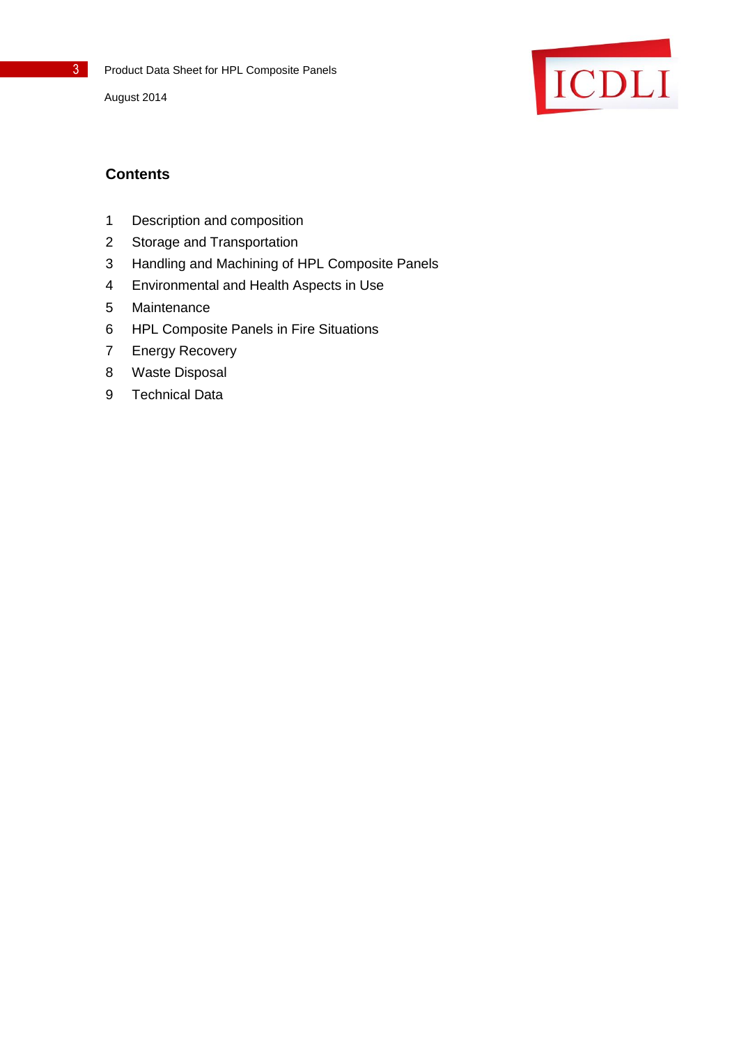## Contents

1. Description and composition
2. Storage and Transportation
3. Handling and Machining of HPL Composite Panels
4. Environmental and Health Aspects in Use
5. Maintenance
6. HPL Composite Panels in Fire Situations
7. Energy Recovery
8. Waste Disposal
9. Technical Data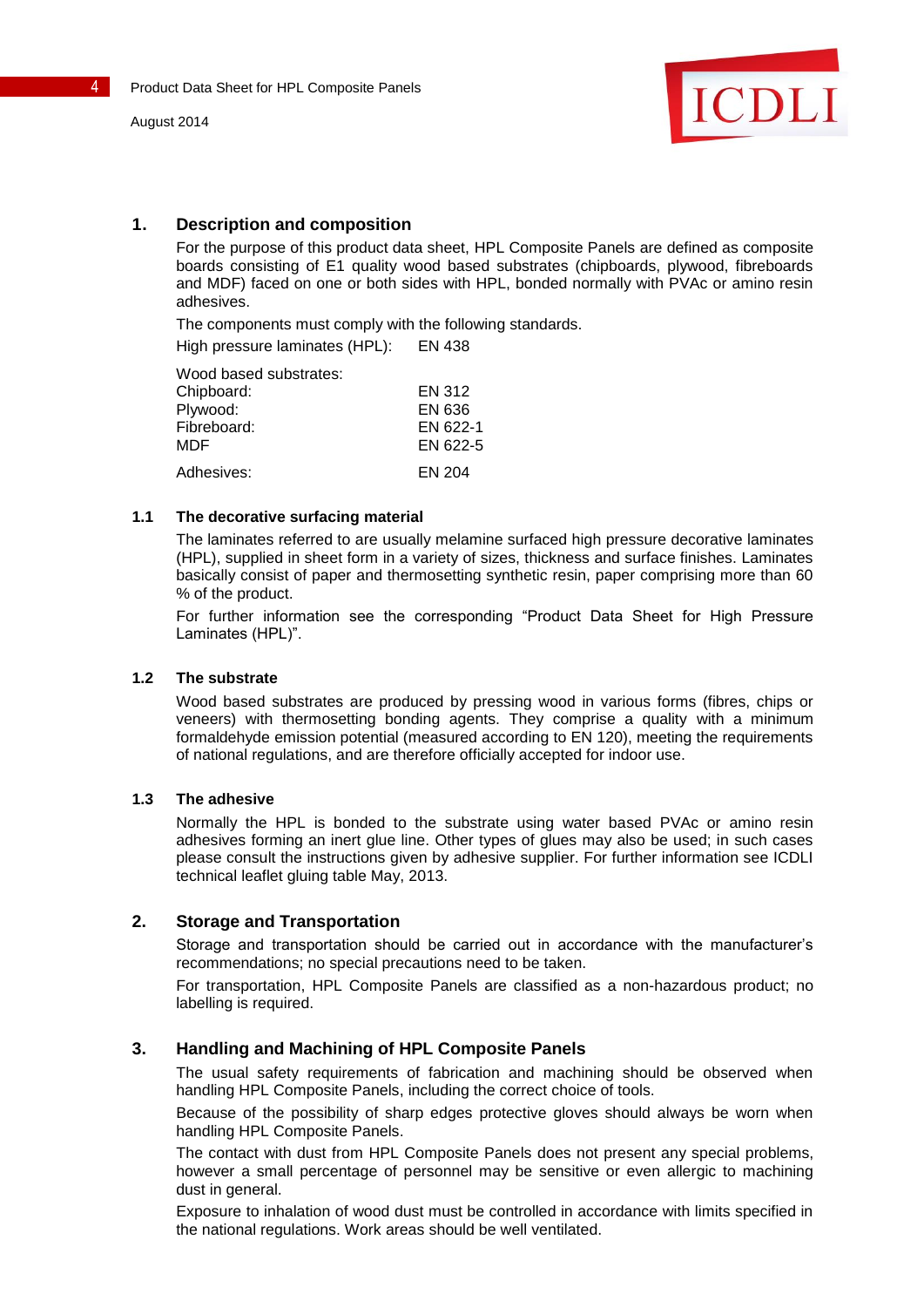## 1. Description and composition

For the purpose of this product data sheet, HPL Composite Panels are defined as composite boards consisting of E1 quality wood based substrates (chipboards, plywood, fibreboards and MDF) faced on one or both sides with HPL, bonded normally with PVAc or amino resin adhesives.

The components must comply with the following standards.

| | |
|---|---|
| High pressure laminates (HPL): | EN 438 |
| Wood based substrates: | |
| Chipboard: | EN 312 |
| Plywood: | EN 636 |
| Fibreboard: | EN 622-1 |
| MDF | EN 622-5 |
| Adhesives: | EN 204 |

### 1.1 The decorative surfacing material

The laminates referred to are usually melamine surfaced high pressure decorative laminates (HPL), supplied in sheet form in a variety of sizes, thickness and surface finishes. Laminates basically consist of paper and thermosetting synthetic resin, paper comprising more than 60 % of the product.

For further information see the corresponding “Product Data Sheet for High Pressure Laminates (HPL)”.

### 1.2 The substrate

Wood based substrates are produced by pressing wood in various forms (fibres, chips or veneers) with thermosetting bonding agents. They comprise a quality with a minimum formaldehyde emission potential (measured according to EN 120), meeting the requirements of national regulations, and are therefore officially accepted for indoor use.

### 1.3 The adhesive

Normally the HPL is bonded to the substrate using water based PVAc or amino resin adhesives forming an inert glue line. Other types of glues may also be used; in such cases please consult the instructions given by adhesive supplier. For further information see ICDLI technical leaflet gluing table May, 2013.

## 2. Storage and Transportation

Storage and transportation should be carried out in accordance with the manufacturer’s recommendations; no special precautions need to be taken.

For transportation, HPL Composite Panels are classified as a non-hazardous product; no labelling is required.

## 3. Handling and Machining of HPL Composite Panels

The usual safety requirements of fabrication and machining should be observed when handling HPL Composite Panels, including the correct choice of tools.

Because of the possibility of sharp edges protective gloves should always be worn when handling HPL Composite Panels.

The contact with dust from HPL Composite Panels does not present any special problems, however a small percentage of personnel may be sensitive or even allergic to machining dust in general.

Exposure to inhalation of wood dust must be controlled in accordance with limits specified in the national regulations. Work areas should be well ventilated.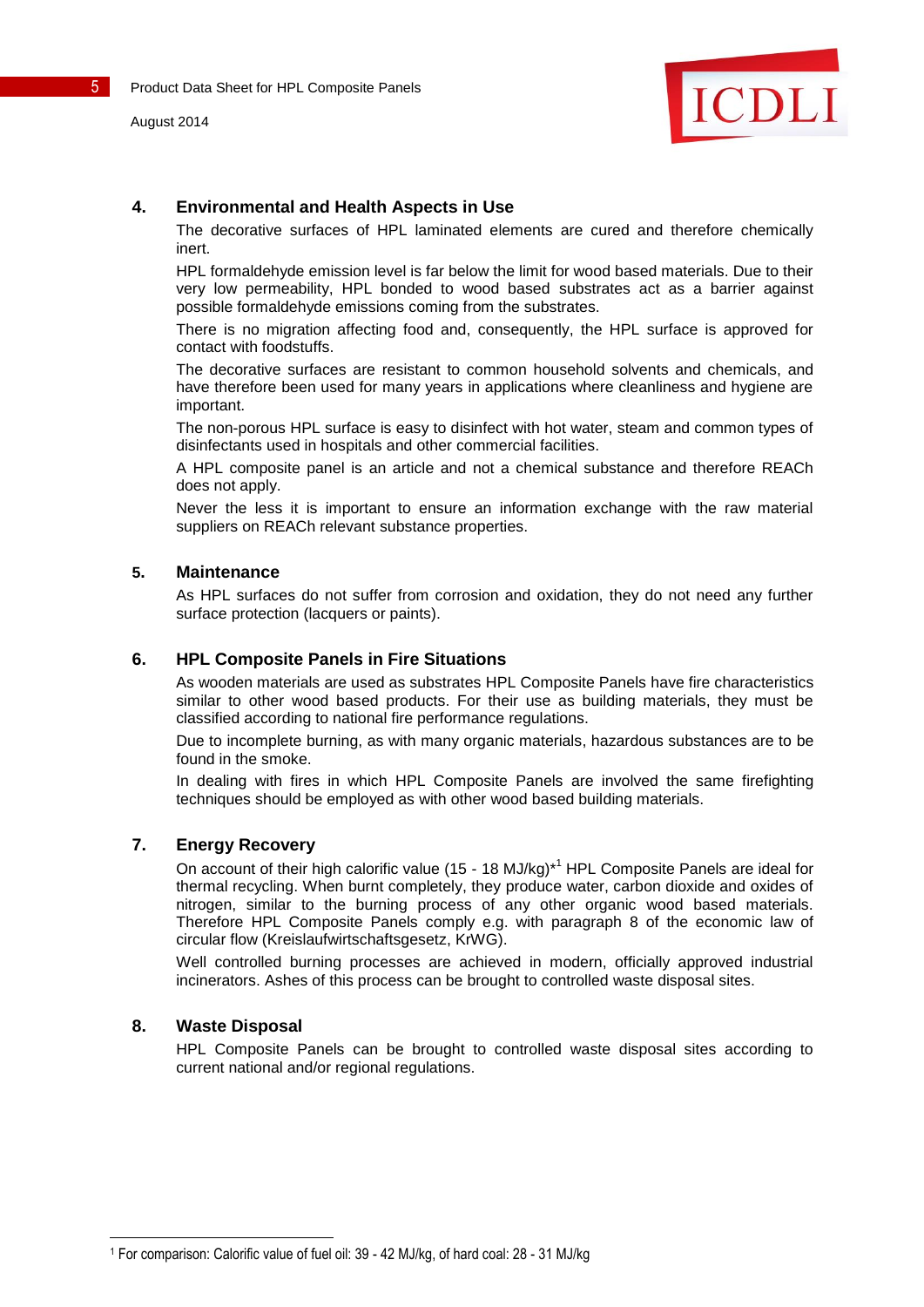## 4. Environmental and Health Aspects in Use

The decorative surfaces of HPL laminated elements are cured and therefore chemically inert.

HPL formaldehyde emission level is far below the limit for wood based materials. Due to their very low permeability, HPL bonded to wood based substrates act as a barrier against possible formaldehyde emissions coming from the substrates.

There is no migration affecting food and, consequently, the HPL surface is approved for contact with foodstuffs.

The decorative surfaces are resistant to common household solvents and chemicals, and have therefore been used for many years in applications where cleanliness and hygiene are important.

The non-porous HPL surface is easy to disinfect with hot water, steam and common types of disinfectants used in hospitals and other commercial facilities.

A HPL composite panel is an article and not a chemical substance and therefore REACh does not apply.

Never the less it is important to ensure an information exchange with the raw material suppliers on REACh relevant substance properties.

## 5. Maintenance

As HPL surfaces do not suffer from corrosion and oxidation, they do not need any further surface protection (lacquers or paints).

## 6. HPL Composite Panels in Fire Situations

As wooden materials are used as substrates HPL Composite Panels have fire characteristics similar to other wood based products. For their use as building materials, they must be classified according to national fire performance regulations.

Due to incomplete burning, as with many organic materials, hazardous substances are to be found in the smoke.

In dealing with fires in which HPL Composite Panels are involved the same firefighting techniques should be employed as with other wood based building materials.

## 7. Energy Recovery

On account of their high calorific value (15 - 18 MJ/kg)*[1] HPL Composite Panels are ideal for thermal recycling. When burnt completely, they produce water, carbon dioxide and oxides of nitrogen, similar to the burning process of any other organic wood based materials. Therefore HPL Composite Panels comply e.g. with paragraph 8 of the economic law of circular flow (Kreislaufwirtschaftsgesetz, KrWG).

Well controlled burning processes are achieved in modern, officially approved industrial incinerators. Ashes of this process can be brought to controlled waste disposal sites.

## 8. Waste Disposal

HPL Composite Panels can be brought to controlled waste disposal sites according to current national and/or regional regulations.

---

[1] For comparison: Calorific value of fuel oil: 39 - 42 MJ/kg, of hard coal: 28 - 31 MJ/kg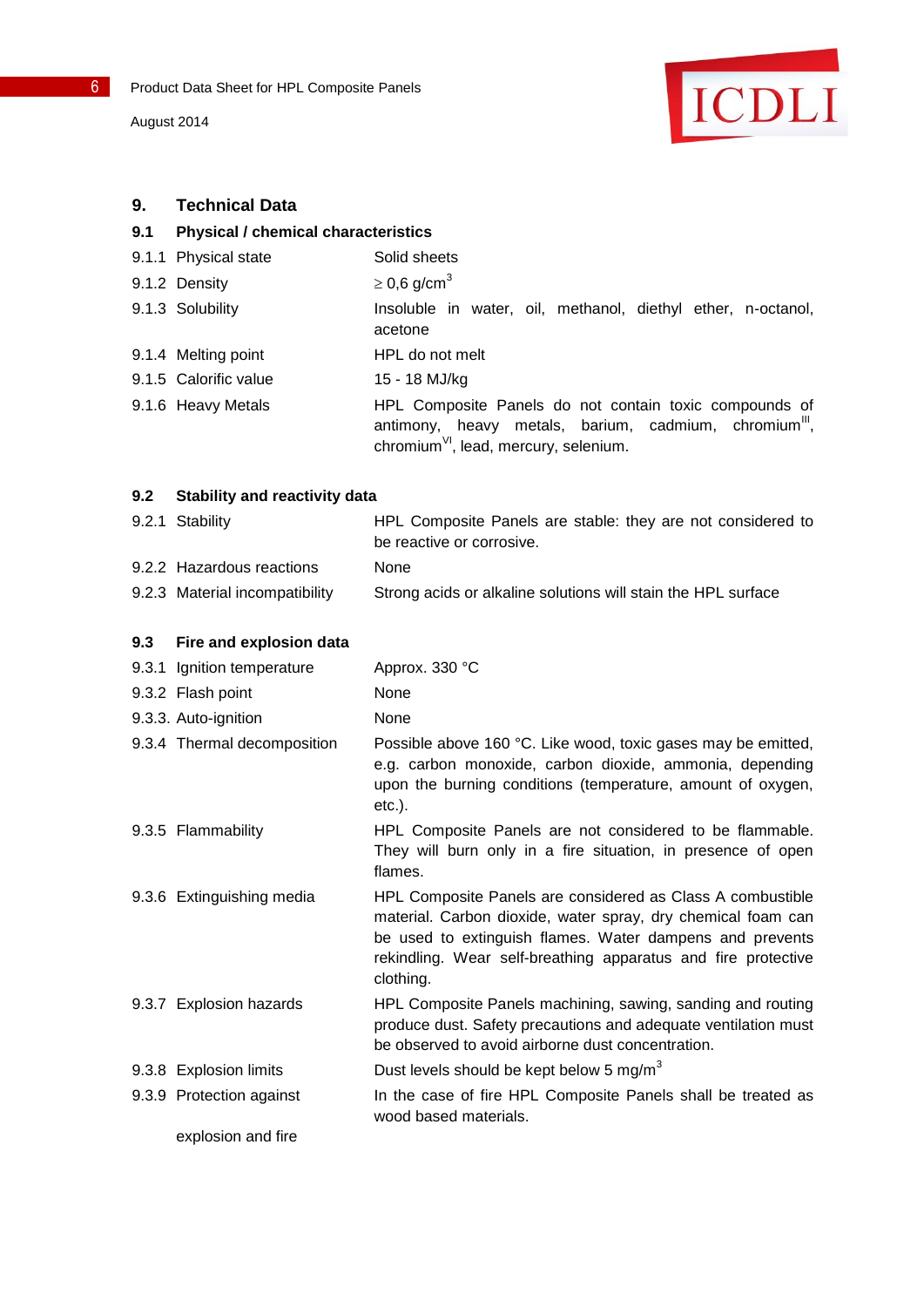## 9. Technical Data

### 9.1 Physical / chemical characteristics

| | |
|---|---|
| 9.1.1 Physical state | Solid sheets |
| 9.1.2 Density | $\geq$ 0,6 g/cm$^3$ |
| 9.1.3 Solubility | Insoluble in water, oil, methanol, diethyl ether, n-octanol, acetone |
| 9.1.4 Melting point | HPL do not melt |
| 9.1.5 Calorific value | 15 - 18 MJ/kg |
| 9.1.6 Heavy Metals | HPL Composite Panels do not contain toxic compounds of antimony, heavy metals, barium, cadmium, chromium$^{III}$, chromium$^{VI}$, lead, mercury, selenium. |

### 9.2 Stability and reactivity data

| | |
|---|---|
| 9.2.1 Stability | HPL Composite Panels are stable: they are not considered to be reactive or corrosive. |
| 9.2.2 Hazardous reactions | None |
| 9.2.3 Material incompatibility | Strong acids or alkaline solutions will stain the HPL surface |

### 9.3 Fire and explosion data

| | |
|---|---|
| 9.3.1 Ignition temperature | Approx. 330 °C |
| 9.3.2 Flash point | None |
| 9.3.3. Auto-ignition | None |
| 9.3.4 Thermal decomposition | Possible above 160 °C. Like wood, toxic gases may be emitted, e.g. carbon monoxide, carbon dioxide, ammonia, depending upon the burning conditions (temperature, amount of oxygen, etc.). |
| 9.3.5 Flammability | HPL Composite Panels are not considered to be flammable. They will burn only in a fire situation, in presence of open flames. |
| 9.3.6 Extinguishing media | HPL Composite Panels are considered as Class A combustible material. Carbon dioxide, water spray, dry chemical foam can be used to extinguish flames. Water dampens and prevents rekindling. Wear self-breathing apparatus and fire protective clothing. |
| 9.3.7 Explosion hazards | HPL Composite Panels machining, sawing, sanding and routing produce dust. Safety precautions and adequate ventilation must be observed to avoid airborne dust concentration. |
| 9.3.8 Explosion limits | Dust levels should be kept below 5 mg/m$^3$ |
| 9.3.9 Protection against explosion and fire | In the case of fire HPL Composite Panels shall be treated as wood based materials. |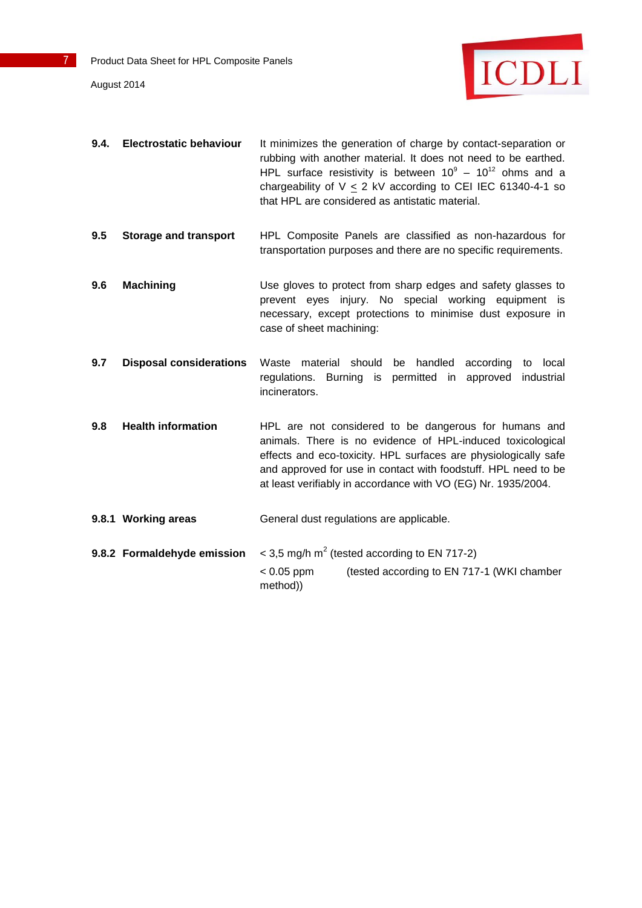**9.4. Electrostatic behaviour**

It minimizes the generation of charge by contact-separation or rubbing with another material. It does not need to be earthed. HPL surface resistivity is between $10^9$ – $10^{12}$ ohms and a chargeability of V $\leq$ 2 kV according to CEI IEC 61340-4-1 so that HPL are considered as antistatic material.

**9.5 Storage and transport**

HPL Composite Panels are classified as non-hazardous for transportation purposes and there are no specific requirements.

**9.6 Machining**

Use gloves to protect from sharp edges and safety glasses to prevent eyes injury. No special working equipment is necessary, except protections to minimise dust exposure in case of sheet machining:

**9.7 Disposal considerations**

Waste material should be handled according to local regulations. Burning is permitted in approved industrial incinerators.

**9.8 Health information**

HPL are not considered to be dangerous for humans and animals. There is no evidence of HPL-induced toxicological effects and eco-toxicity. HPL surfaces are physiologically safe and approved for use in contact with foodstuff. HPL need to be at least verifiably in accordance with VO (EG) Nr. 1935/2004.

**9.8.1 Working areas**

General dust regulations are applicable.

**9.8.2 Formaldehyde emission**

< 3,5 mg/h $m^2$ (tested according to EN 717-2)

< 0.05 ppm (tested according to EN 717-1 (WKI chamber method))